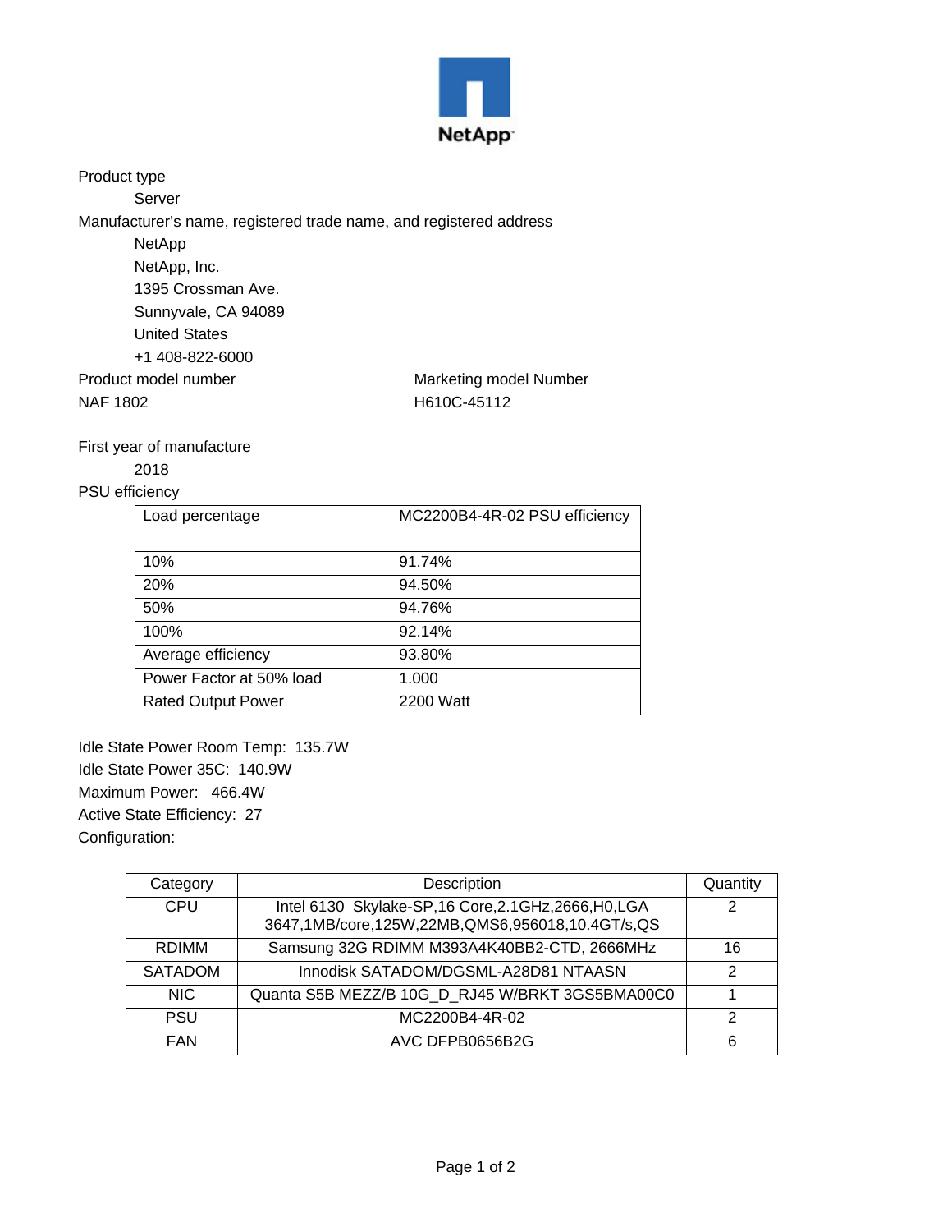NetApp

Product type

Server

Manufacturer's name, registered trade name, and registered address

NetApp

NetApp, Inc.

1395 Crossman Ave.

Sunnyvale, CA 94089

United States

+1 408-822-6000

| Product model number | Marketing model Number |
|---|---|
| NAF 1802 | H610C-45112 |

First year of manufacture

2018

PSU efficiency

| Load percentage | MC2200B4-4R-02 PSU efficiency |
|---|---|
| 10% | 91.74% |
| 20% | 94.50% |
| 50% | 94.76% |
| 100% | 92.14% |
| Average efficiency | 93.80% |
| Power Factor at 50% load | 1.000 |
| Rated Output Power | 2200 Watt |

Idle State Power Room Temp: 135.7W

Idle State Power 35C: 140.9W

Maximum Power: 466.4W

Active State Efficiency: 27

Configuration:

| Category | Description | Quantity |
|---|---|---|
| CPU | Intel 6130 Skylake-SP,16 Core,2.1GHz,2666,H0,LGA 3647,1MB/core,125W,22MB,QMS6,956018,10.4GT/s,QS | 2 |
| RDIMM | Samsung 32G RDIMM M393A4K40BB2-CTD, 2666MHz | 16 |
| SATADOM | Innodisk SATADOM/DGSML-A28D81 NTAASN | 2 |
| NIC | Quanta S5B MEZZ/B 10G_D_RJ45 W/BRKT 3GS5BMA00C0 | 1 |
| PSU | MC2200B4-4R-02 | 2 |
| FAN | AVC DFPB0656B2G | 6 |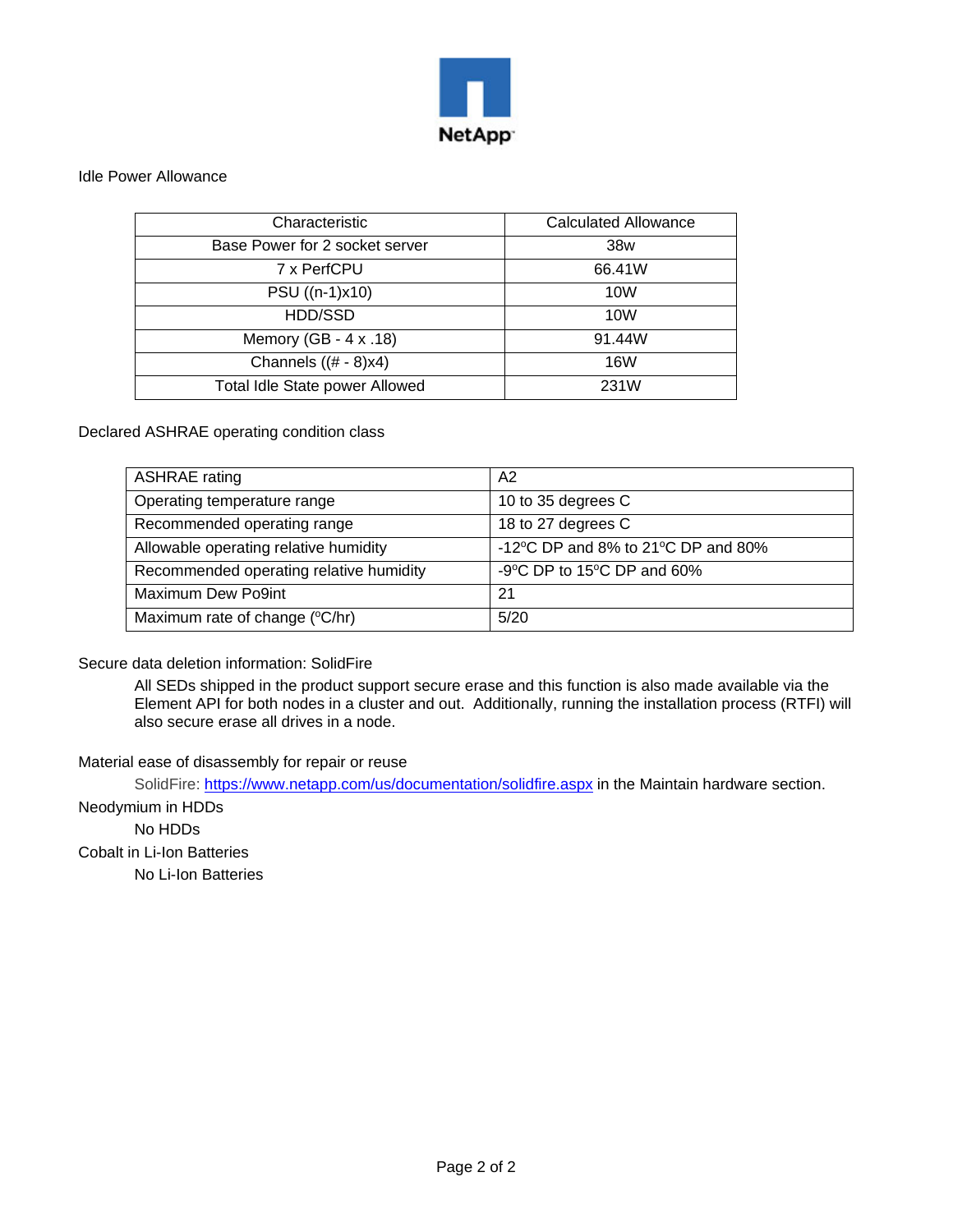Idle Power Allowance

| Characteristic | Calculated Allowance |
|---|---|
| Base Power for 2 socket server | 38w |
| 7 x PerfCPU | 66.41W |
| PSU ((n-1)x10) | 10W |
| HDD/SSD | 10W |
| Memory (GB - 4 x .18) | 91.44W |
| Channels ((# - 8)x4) | 16W |
| Total Idle State power Allowed | 231W |

Declared ASHRAE operating condition class

| | |
|---|---|
| ASHRAE rating | A2 |
| Operating temperature range | 10 to 35 degrees C |
| Recommended operating range | 18 to 27 degrees C |
| Allowable operating relative humidity | -12ºC DP and 8% to 21ºC DP and 80% |
| Recommended operating relative humidity | -9ºC DP to 15ºC DP and 60% |
| Maximum Dew Po9int | 21 |
| Maximum rate of change (ºC/hr) | 5/20 |

Secure data deletion information: SolidFire

All SEDs shipped in the product support secure erase and this function is also made available via the Element API for both nodes in a cluster and out. Additionally, running the installation process (RTFI) will also secure erase all drives in a node.

Material ease of disassembly for repair or reuse

SolidFire: https://www.netapp.com/us/documentation/solidfire.aspx in the Maintain hardware section.

Neodymium in HDDs

No HDDs

Cobalt in Li-Ion Batteries

No Li-Ion Batteries